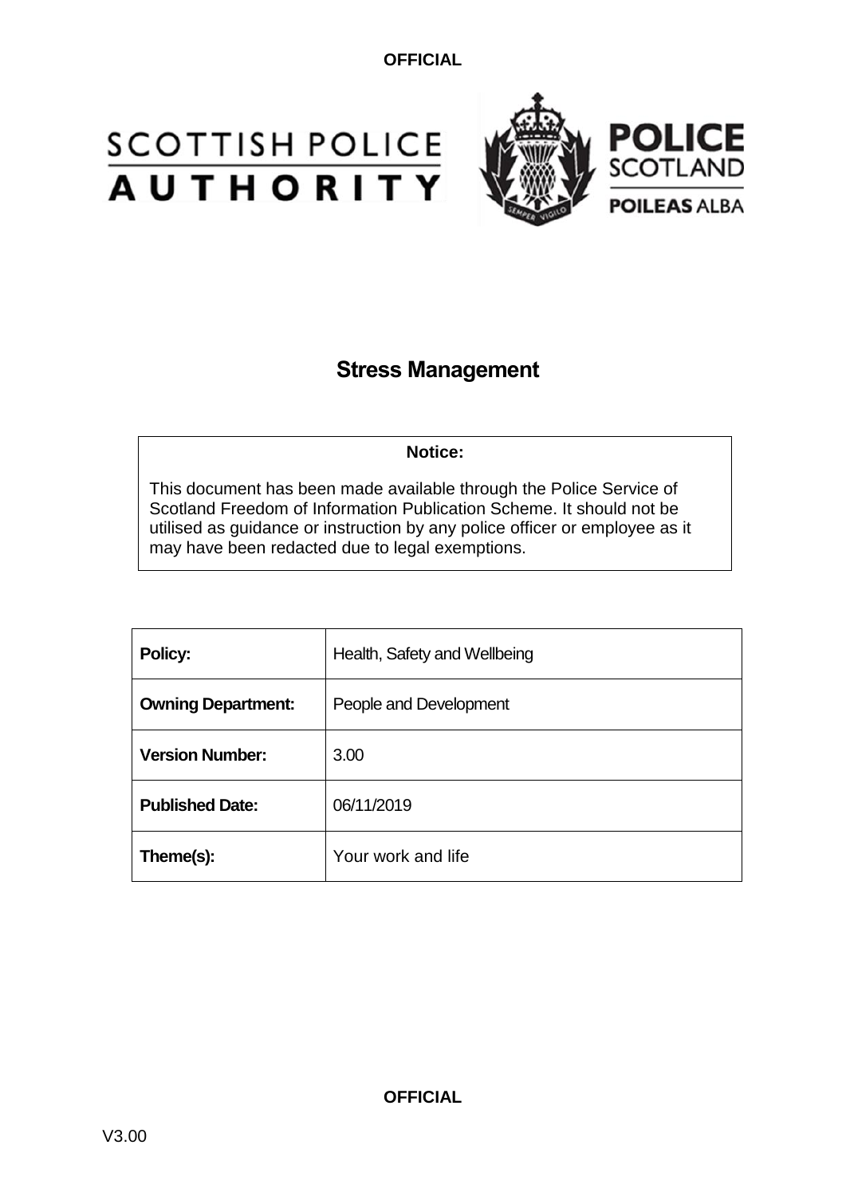# Stress Management

**Notice:**

This document has been made available through the Police Service of Scotland Freedom of Information Publication Scheme. It should not be utilised as guidance or instruction by any police officer or employee as it may have been redacted due to legal exemptions.

| **Policy:** | Health, Safety and Wellbeing |
|---|---|
| **Owning Department:** | People and Development |
| **Version Number:** | 3.00 |
| **Published Date:** | 06/11/2019 |
| **Theme(s):** | Your work and life |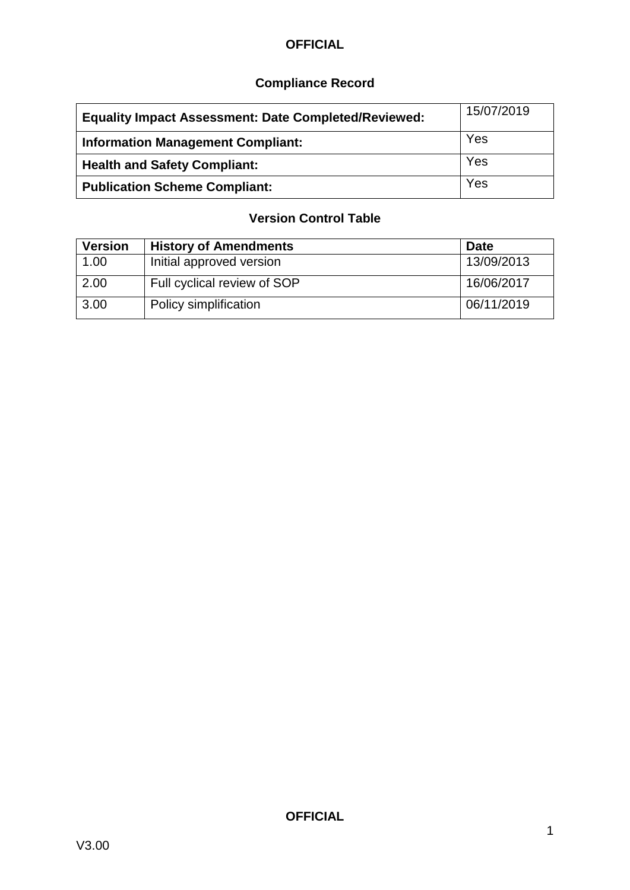## Compliance Record

| | |
|---|---|
| **Equality Impact Assessment: Date Completed/Reviewed:** | 15/07/2019 |
| **Information Management Compliant:** | Yes |
| **Health and Safety Compliant:** | Yes |
| **Publication Scheme Compliant:** | Yes |

## Version Control Table

| Version | History of Amendments | Date |
|---|---|---|
| 1.00 | Initial approved version | 13/09/2013 |
| 2.00 | Full cyclical review of SOP | 16/06/2017 |
| 3.00 | Policy simplification | 06/11/2019 |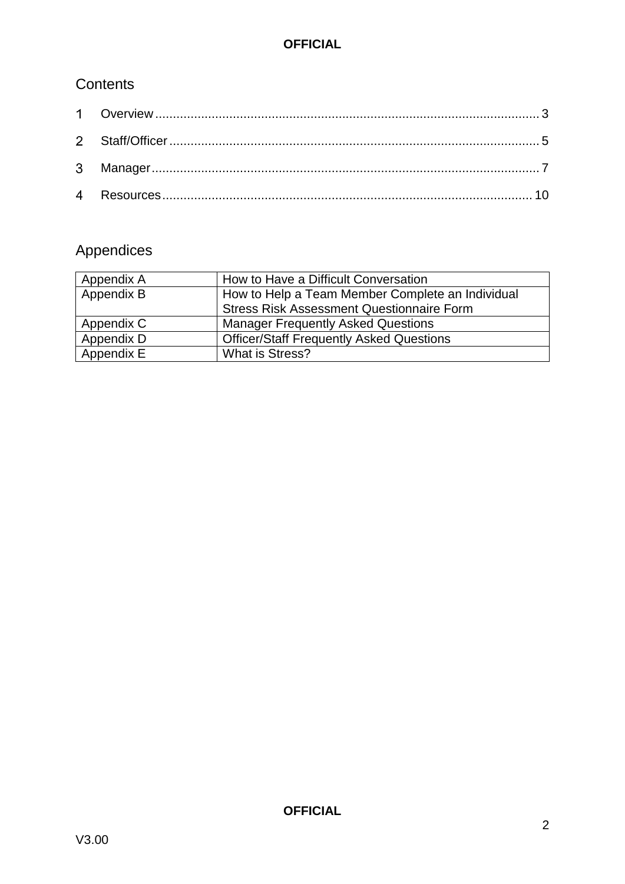## Contents

1 Overview ........................................................................................................ 3

2 Staff/Officer .................................................................................................... 5

3 Manager .......................................................................................................... 7

4 Resources ...................................................................................................... 10

## Appendices

| Appendix A | How to Have a Difficult Conversation |
|---|---|
| Appendix B | How to Help a Team Member Complete an Individual Stress Risk Assessment Questionnaire Form |
| Appendix C | Manager Frequently Asked Questions |
| Appendix D | Officer/Staff Frequently Asked Questions |
| Appendix E | What is Stress? |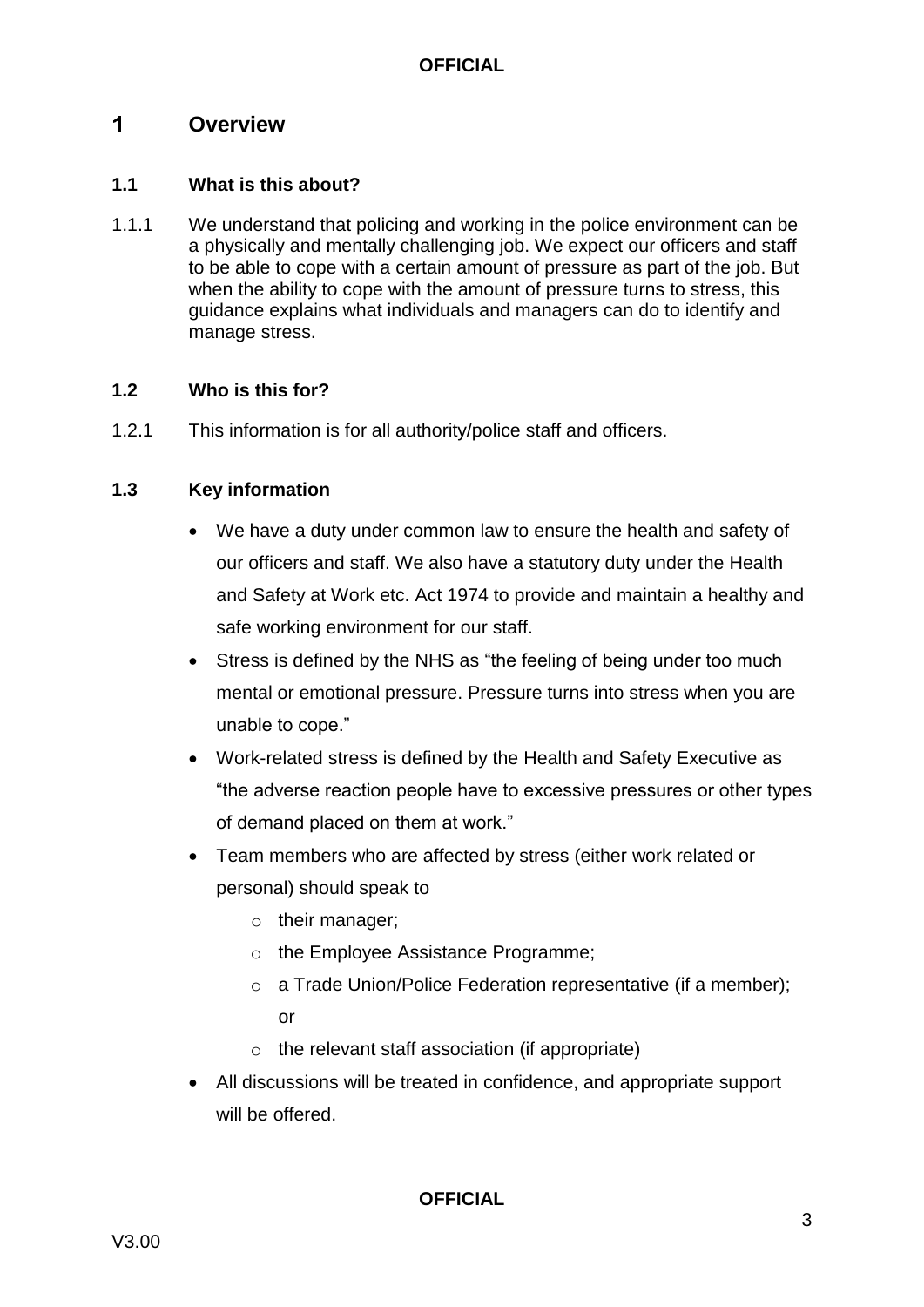# 1 Overview

## 1.1 What is this about?

1.1.1 We understand that policing and working in the police environment can be a physically and mentally challenging job. We expect our officers and staff to be able to cope with a certain amount of pressure as part of the job. But when the ability to cope with the amount of pressure turns to stress, this guidance explains what individuals and managers can do to identify and manage stress.

## 1.2 Who is this for?

1.2.1 This information is for all authority/police staff and officers.

## 1.3 Key information

- We have a duty under common law to ensure the health and safety of our officers and staff. We also have a statutory duty under the Health and Safety at Work etc. Act 1974 to provide and maintain a healthy and safe working environment for our staff.
- Stress is defined by the NHS as "the feeling of being under too much mental or emotional pressure. Pressure turns into stress when you are unable to cope."
- Work-related stress is defined by the Health and Safety Executive as "the adverse reaction people have to excessive pressures or other types of demand placed on them at work."
- Team members who are affected by stress (either work related or personal) should speak to
  - their manager;
  - the Employee Assistance Programme;
  - a Trade Union/Police Federation representative (if a member); or
  - the relevant staff association (if appropriate)
- All discussions will be treated in confidence, and appropriate support will be offered.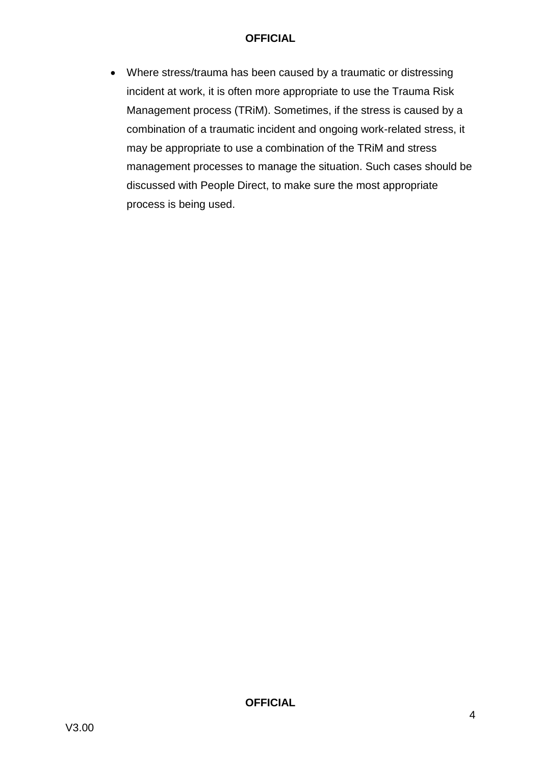- Where stress/trauma has been caused by a traumatic or distressing incident at work, it is often more appropriate to use the Trauma Risk Management process (TRiM). Sometimes, if the stress is caused by a combination of a traumatic incident and ongoing work-related stress, it may be appropriate to use a combination of the TRiM and stress management processes to manage the situation. Such cases should be discussed with People Direct, to make sure the most appropriate process is being used.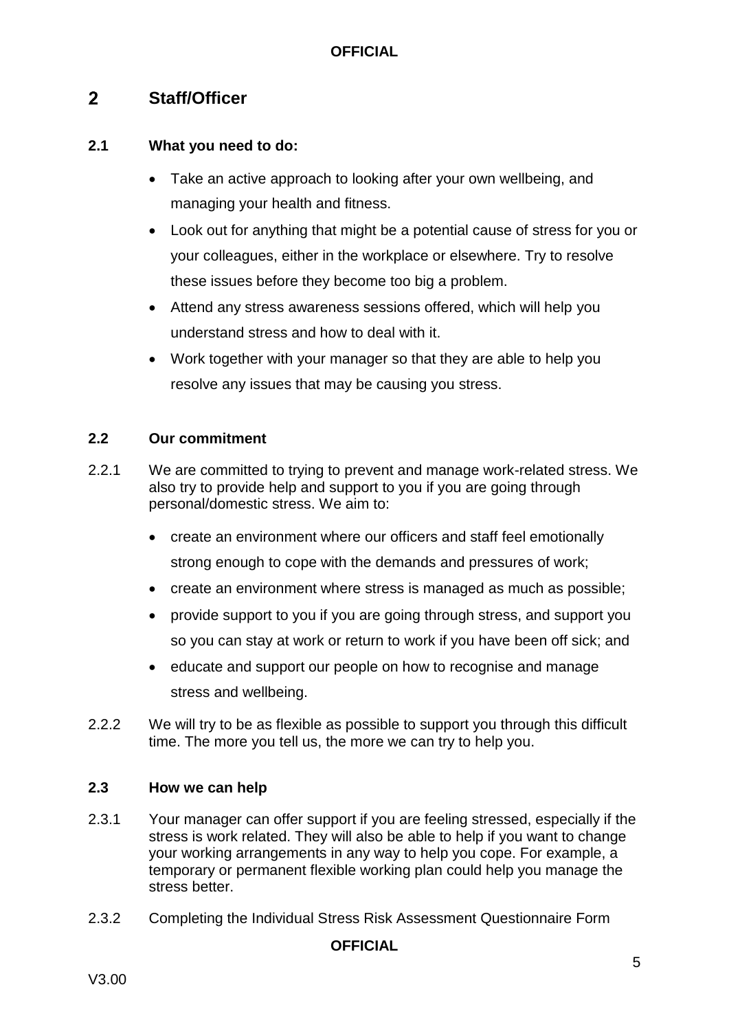## 2 Staff/Officer

### 2.1 What you need to do:

- Take an active approach to looking after your own wellbeing, and managing your health and fitness.
- Look out for anything that might be a potential cause of stress for you or your colleagues, either in the workplace or elsewhere. Try to resolve these issues before they become too big a problem.
- Attend any stress awareness sessions offered, which will help you understand stress and how to deal with it.
- Work together with your manager so that they are able to help you resolve any issues that may be causing you stress.

### 2.2 Our commitment

2.2.1 We are committed to trying to prevent and manage work-related stress. We also try to provide help and support to you if you are going through personal/domestic stress. We aim to:

- create an environment where our officers and staff feel emotionally strong enough to cope with the demands and pressures of work;
- create an environment where stress is managed as much as possible;
- provide support to you if you are going through stress, and support you so you can stay at work or return to work if you have been off sick; and
- educate and support our people on how to recognise and manage stress and wellbeing.

2.2.2 We will try to be as flexible as possible to support you through this difficult time. The more you tell us, the more we can try to help you.

### 2.3 How we can help

2.3.1 Your manager can offer support if you are feeling stressed, especially if the stress is work related. They will also be able to help if you want to change your working arrangements in any way to help you cope. For example, a temporary or permanent flexible working plan could help you manage the stress better.

2.3.2 Completing the Individual Stress Risk Assessment Questionnaire Form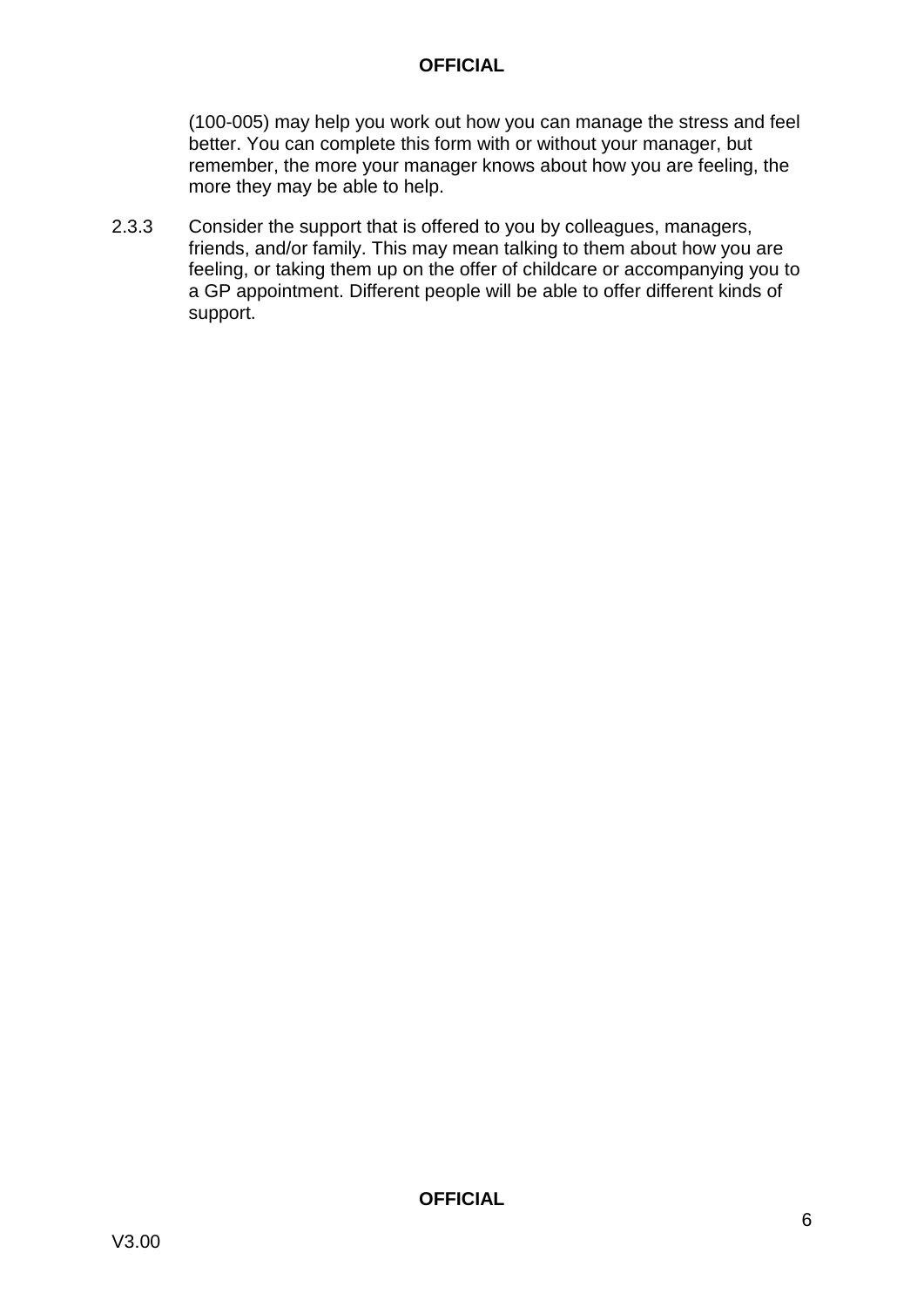(100-005) may help you work out how you can manage the stress and feel better. You can complete this form with or without your manager, but remember, the more your manager knows about how you are feeling, the more they may be able to help.

2.3.3 Consider the support that is offered to you by colleagues, managers, friends, and/or family. This may mean talking to them about how you are feeling, or taking them up on the offer of childcare or accompanying you to a GP appointment. Different people will be able to offer different kinds of support.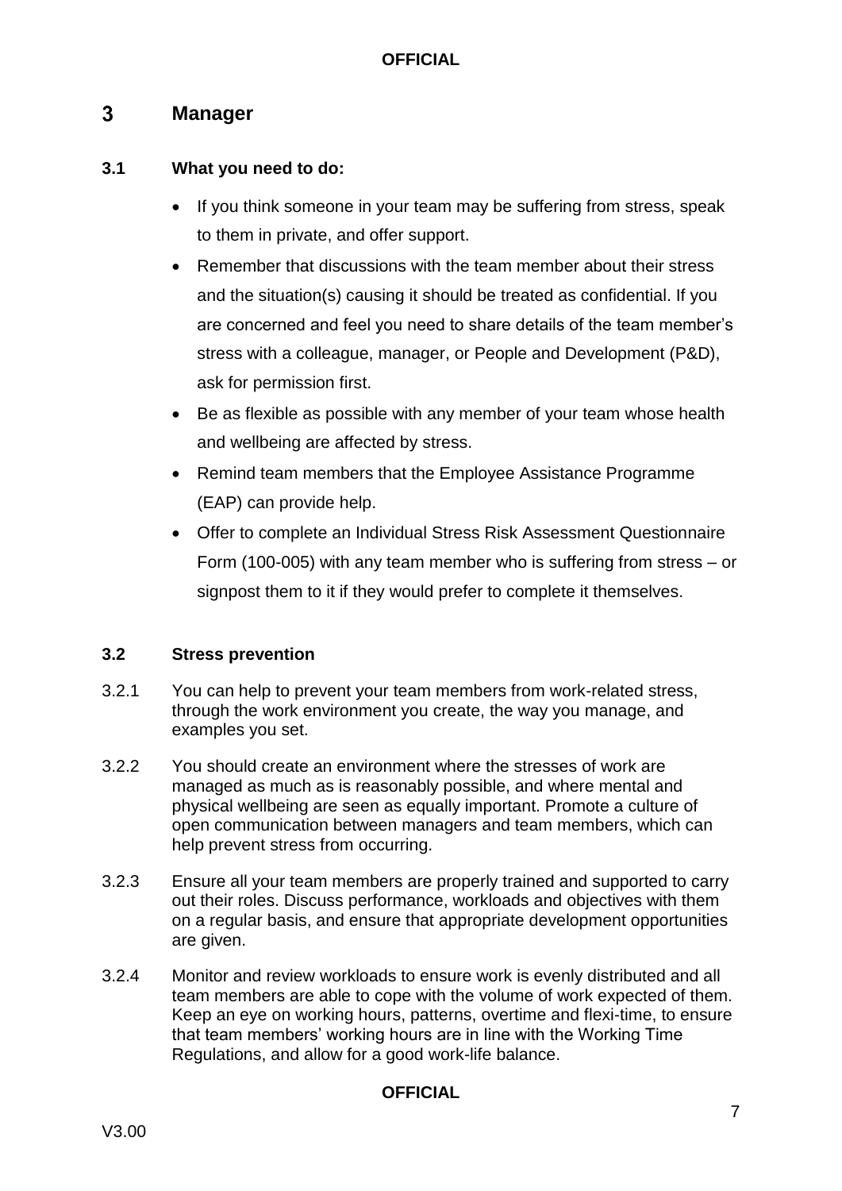## 3 Manager

### 3.1 What you need to do:

- If you think someone in your team may be suffering from stress, speak to them in private, and offer support.
- Remember that discussions with the team member about their stress and the situation(s) causing it should be treated as confidential. If you are concerned and feel you need to share details of the team member's stress with a colleague, manager, or People and Development (P&D), ask for permission first.
- Be as flexible as possible with any member of your team whose health and wellbeing are affected by stress.
- Remind team members that the Employee Assistance Programme (EAP) can provide help.
- Offer to complete an Individual Stress Risk Assessment Questionnaire Form (100-005) with any team member who is suffering from stress – or signpost them to it if they would prefer to complete it themselves.

### 3.2 Stress prevention

3.2.1 You can help to prevent your team members from work-related stress, through the work environment you create, the way you manage, and examples you set.

3.2.2 You should create an environment where the stresses of work are managed as much as is reasonably possible, and where mental and physical wellbeing are seen as equally important. Promote a culture of open communication between managers and team members, which can help prevent stress from occurring.

3.2.3 Ensure all your team members are properly trained and supported to carry out their roles. Discuss performance, workloads and objectives with them on a regular basis, and ensure that appropriate development opportunities are given.

3.2.4 Monitor and review workloads to ensure work is evenly distributed and all team members are able to cope with the volume of work expected of them. Keep an eye on working hours, patterns, overtime and flexi-time, to ensure that team members' working hours are in line with the Working Time Regulations, and allow for a good work-life balance.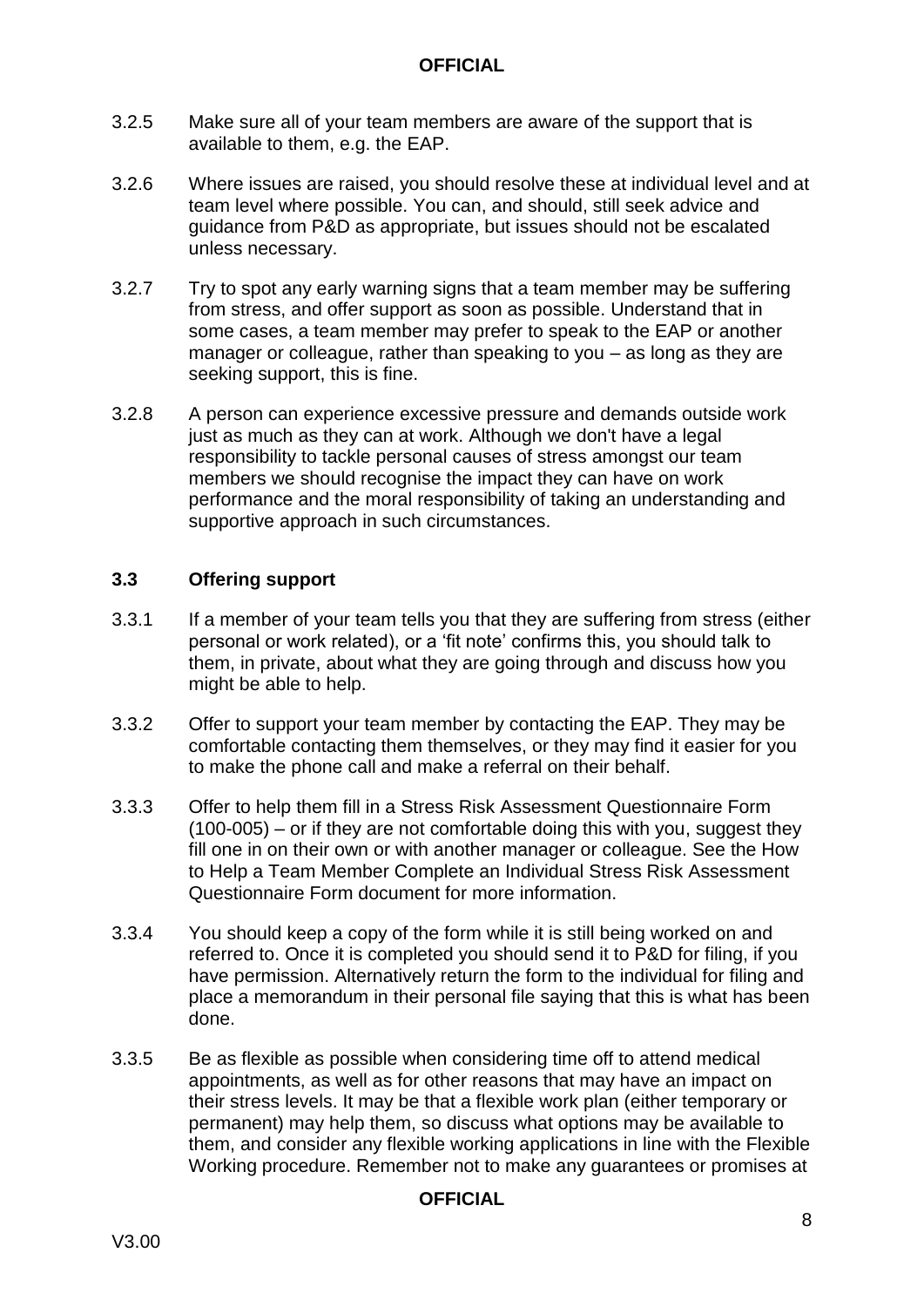3.2.5 Make sure all of your team members are aware of the support that is available to them, e.g. the EAP.

3.2.6 Where issues are raised, you should resolve these at individual level and at team level where possible. You can, and should, still seek advice and guidance from P&D as appropriate, but issues should not be escalated unless necessary.

3.2.7 Try to spot any early warning signs that a team member may be suffering from stress, and offer support as soon as possible. Understand that in some cases, a team member may prefer to speak to the EAP or another manager or colleague, rather than speaking to you – as long as they are seeking support, this is fine.

3.2.8 A person can experience excessive pressure and demands outside work just as much as they can at work. Although we don't have a legal responsibility to tackle personal causes of stress amongst our team members we should recognise the impact they can have on work performance and the moral responsibility of taking an understanding and supportive approach in such circumstances.

### 3.3 Offering support

3.3.1 If a member of your team tells you that they are suffering from stress (either personal or work related), or a 'fit note' confirms this, you should talk to them, in private, about what they are going through and discuss how you might be able to help.

3.3.2 Offer to support your team member by contacting the EAP. They may be comfortable contacting them themselves, or they may find it easier for you to make the phone call and make a referral on their behalf.

3.3.3 Offer to help them fill in a Stress Risk Assessment Questionnaire Form (100-005) – or if they are not comfortable doing this with you, suggest they fill one in on their own or with another manager or colleague. See the How to Help a Team Member Complete an Individual Stress Risk Assessment Questionnaire Form document for more information.

3.3.4 You should keep a copy of the form while it is still being worked on and referred to. Once it is completed you should send it to P&D for filing, if you have permission. Alternatively return the form to the individual for filing and place a memorandum in their personal file saying that this is what has been done.

3.3.5 Be as flexible as possible when considering time off to attend medical appointments, as well as for other reasons that may have an impact on their stress levels. It may be that a flexible work plan (either temporary or permanent) may help them, so discuss what options may be available to them, and consider any flexible working applications in line with the Flexible Working procedure. Remember not to make any guarantees or promises at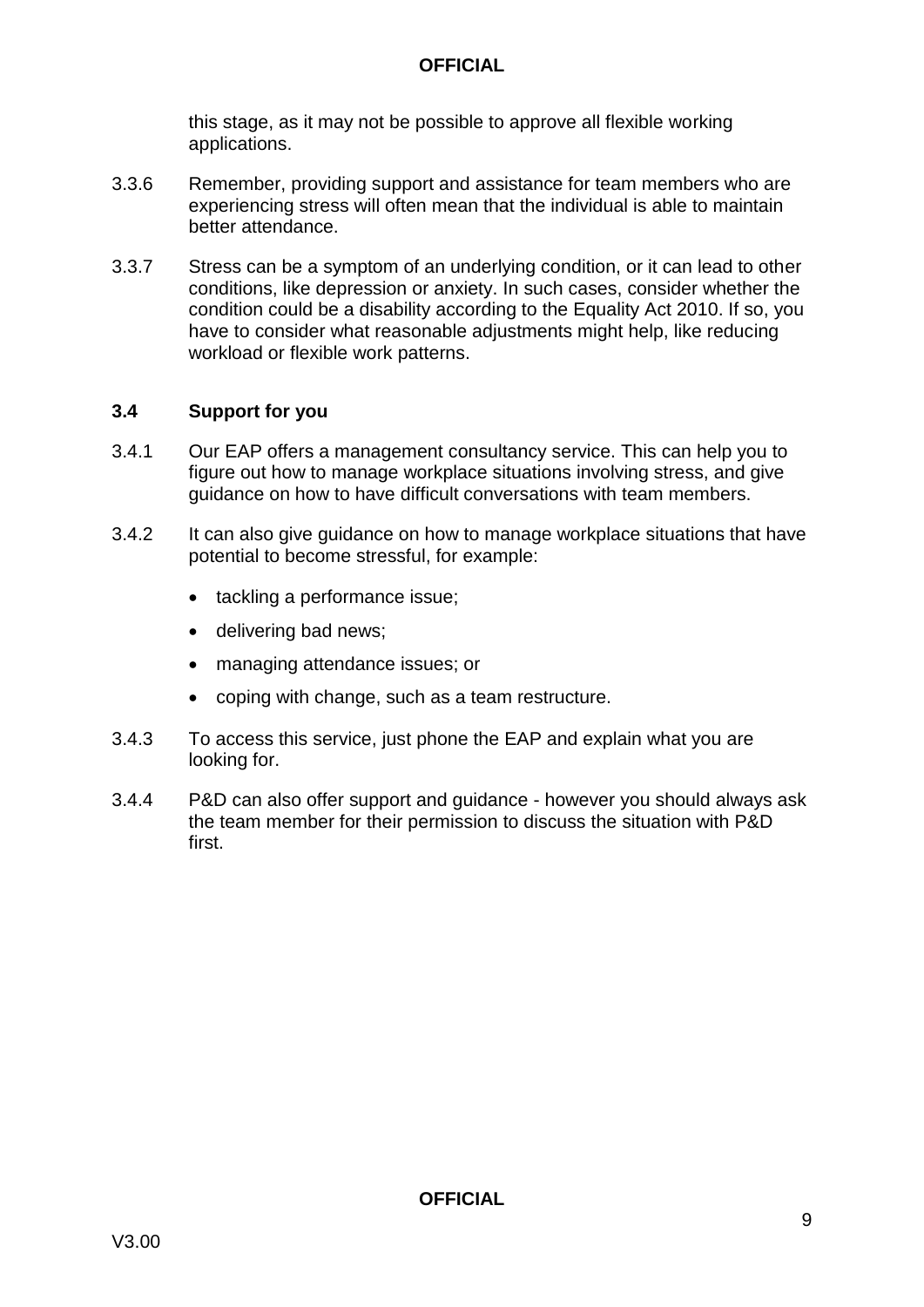this stage, as it may not be possible to approve all flexible working applications.

3.3.6 Remember, providing support and assistance for team members who are experiencing stress will often mean that the individual is able to maintain better attendance.

3.3.7 Stress can be a symptom of an underlying condition, or it can lead to other conditions, like depression or anxiety. In such cases, consider whether the condition could be a disability according to the Equality Act 2010. If so, you have to consider what reasonable adjustments might help, like reducing workload or flexible work patterns.

### 3.4 Support for you

3.4.1 Our EAP offers a management consultancy service. This can help you to figure out how to manage workplace situations involving stress, and give guidance on how to have difficult conversations with team members.

3.4.2 It can also give guidance on how to manage workplace situations that have potential to become stressful, for example:

- tackling a performance issue;
- delivering bad news;
- managing attendance issues; or
- coping with change, such as a team restructure.

3.4.3 To access this service, just phone the EAP and explain what you are looking for.

3.4.4 P&D can also offer support and guidance - however you should always ask the team member for their permission to discuss the situation with P&D first.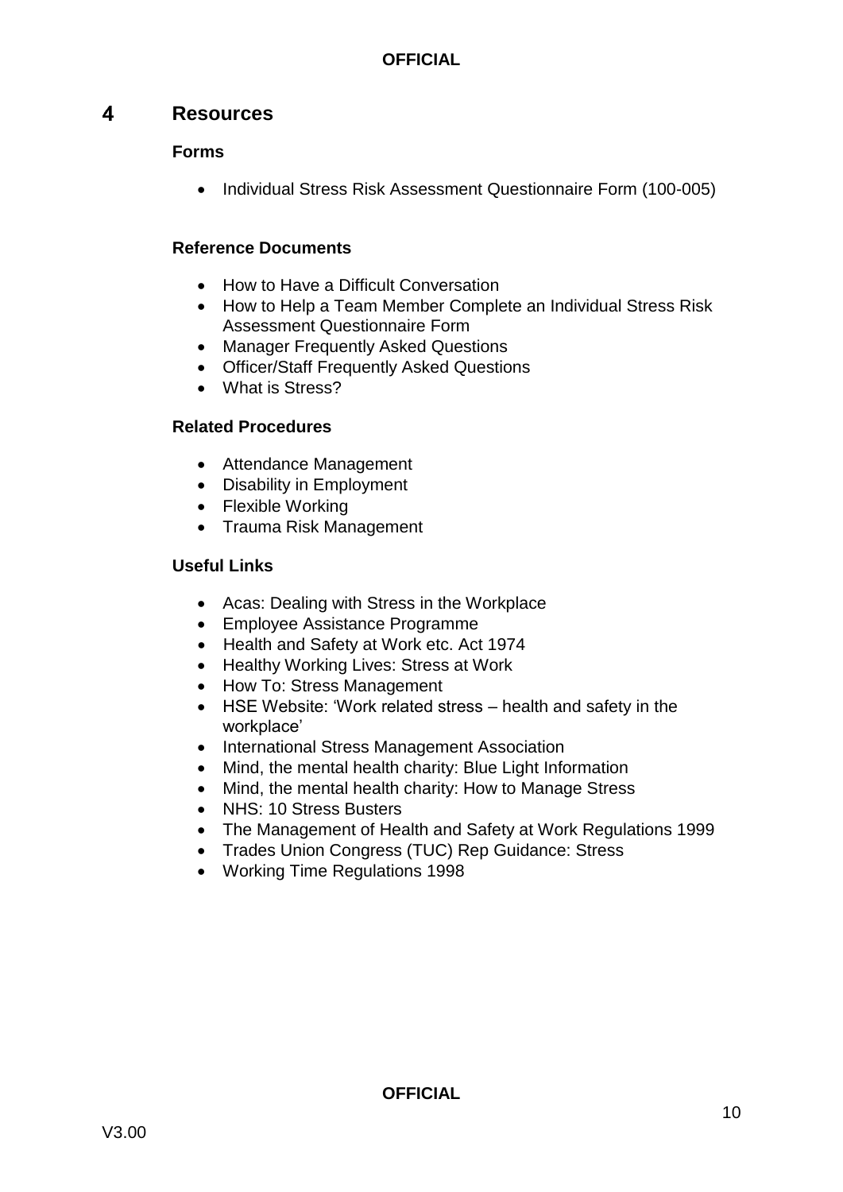# 4 Resources

### Forms

- Individual Stress Risk Assessment Questionnaire Form (100-005)

### Reference Documents

- How to Have a Difficult Conversation
- How to Help a Team Member Complete an Individual Stress Risk Assessment Questionnaire Form
- Manager Frequently Asked Questions
- Officer/Staff Frequently Asked Questions
- What is Stress?

### Related Procedures

- Attendance Management
- Disability in Employment
- Flexible Working
- Trauma Risk Management

### Useful Links

- Acas: Dealing with Stress in the Workplace
- Employee Assistance Programme
- Health and Safety at Work etc. Act 1974
- Healthy Working Lives: Stress at Work
- How To: Stress Management
- HSE Website: 'Work related stress – health and safety in the workplace'
- International Stress Management Association
- Mind, the mental health charity: Blue Light Information
- Mind, the mental health charity: How to Manage Stress
- NHS: 10 Stress Busters
- The Management of Health and Safety at Work Regulations 1999
- Trades Union Congress (TUC) Rep Guidance: Stress
- Working Time Regulations 1998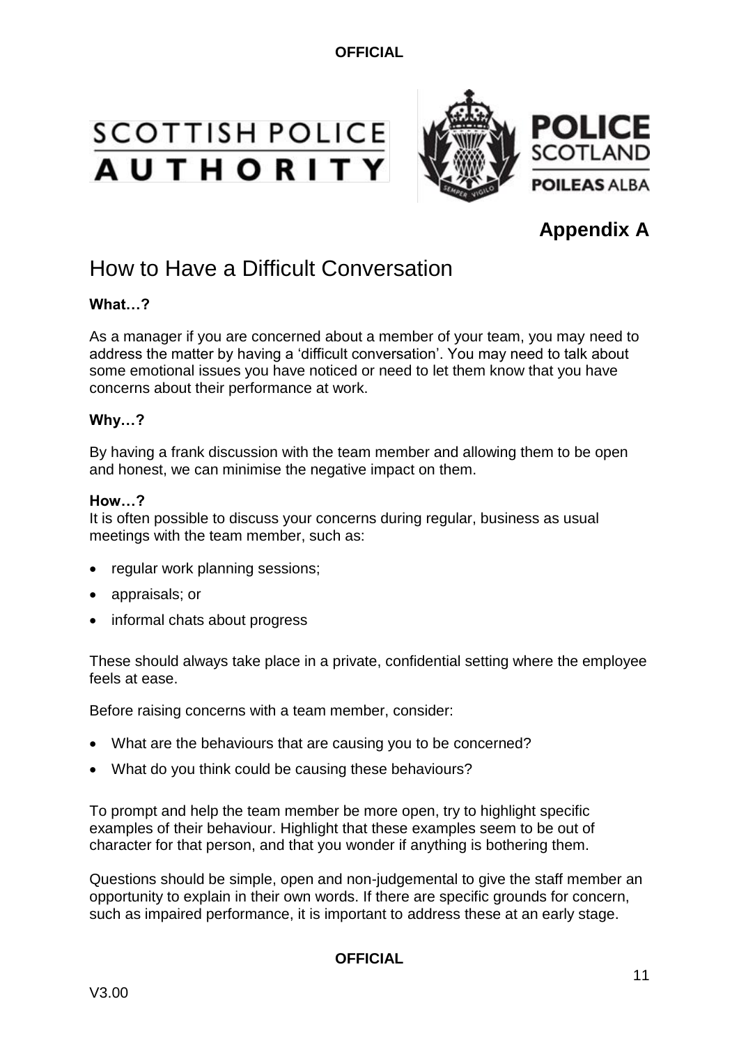**Appendix A**

# How to Have a Difficult Conversation

**What…?**

As a manager if you are concerned about a member of your team, you may need to address the matter by having a 'difficult conversation'. You may need to talk about some emotional issues you have noticed or need to let them know that you have concerns about their performance at work.

**Why…?**

By having a frank discussion with the team member and allowing them to be open and honest, we can minimise the negative impact on them.

**How…?**

It is often possible to discuss your concerns during regular, business as usual meetings with the team member, such as:

- regular work planning sessions;
- appraisals; or
- informal chats about progress

These should always take place in a private, confidential setting where the employee feels at ease.

Before raising concerns with a team member, consider:

- What are the behaviours that are causing you to be concerned?
- What do you think could be causing these behaviours?

To prompt and help the team member be more open, try to highlight specific examples of their behaviour. Highlight that these examples seem to be out of character for that person, and that you wonder if anything is bothering them.

Questions should be simple, open and non-judgemental to give the staff member an opportunity to explain in their own words. If there are specific grounds for concern, such as impaired performance, it is important to address these at an early stage.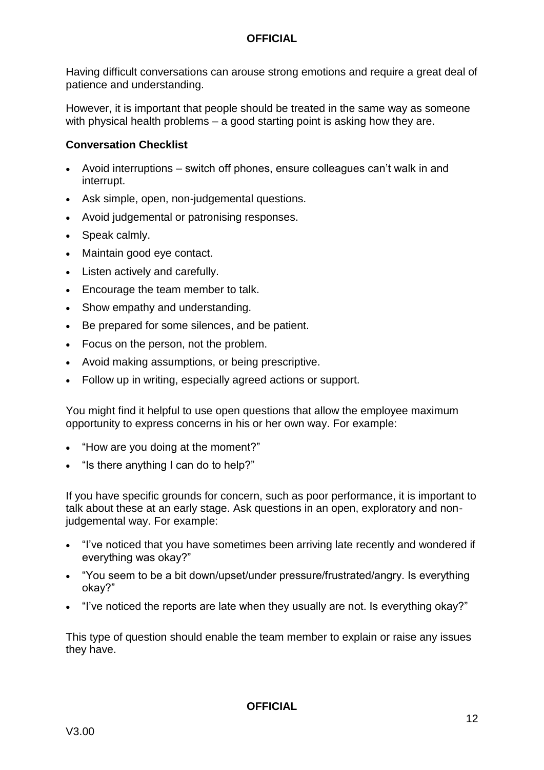Having difficult conversations can arouse strong emotions and require a great deal of patience and understanding.

However, it is important that people should be treated in the same way as someone with physical health problems – a good starting point is asking how they are.

**Conversation Checklist**

- Avoid interruptions – switch off phones, ensure colleagues can't walk in and interrupt.
- Ask simple, open, non-judgemental questions.
- Avoid judgemental or patronising responses.
- Speak calmly.
- Maintain good eye contact.
- Listen actively and carefully.
- Encourage the team member to talk.
- Show empathy and understanding.
- Be prepared for some silences, and be patient.
- Focus on the person, not the problem.
- Avoid making assumptions, or being prescriptive.
- Follow up in writing, especially agreed actions or support.

You might find it helpful to use open questions that allow the employee maximum opportunity to express concerns in his or her own way. For example:

- "How are you doing at the moment?"
- "Is there anything I can do to help?"

If you have specific grounds for concern, such as poor performance, it is important to talk about these at an early stage. Ask questions in an open, exploratory and non-judgemental way. For example:

- "I've noticed that you have sometimes been arriving late recently and wondered if everything was okay?"
- "You seem to be a bit down/upset/under pressure/frustrated/angry. Is everything okay?"
- "I've noticed the reports are late when they usually are not. Is everything okay?"

This type of question should enable the team member to explain or raise any issues they have.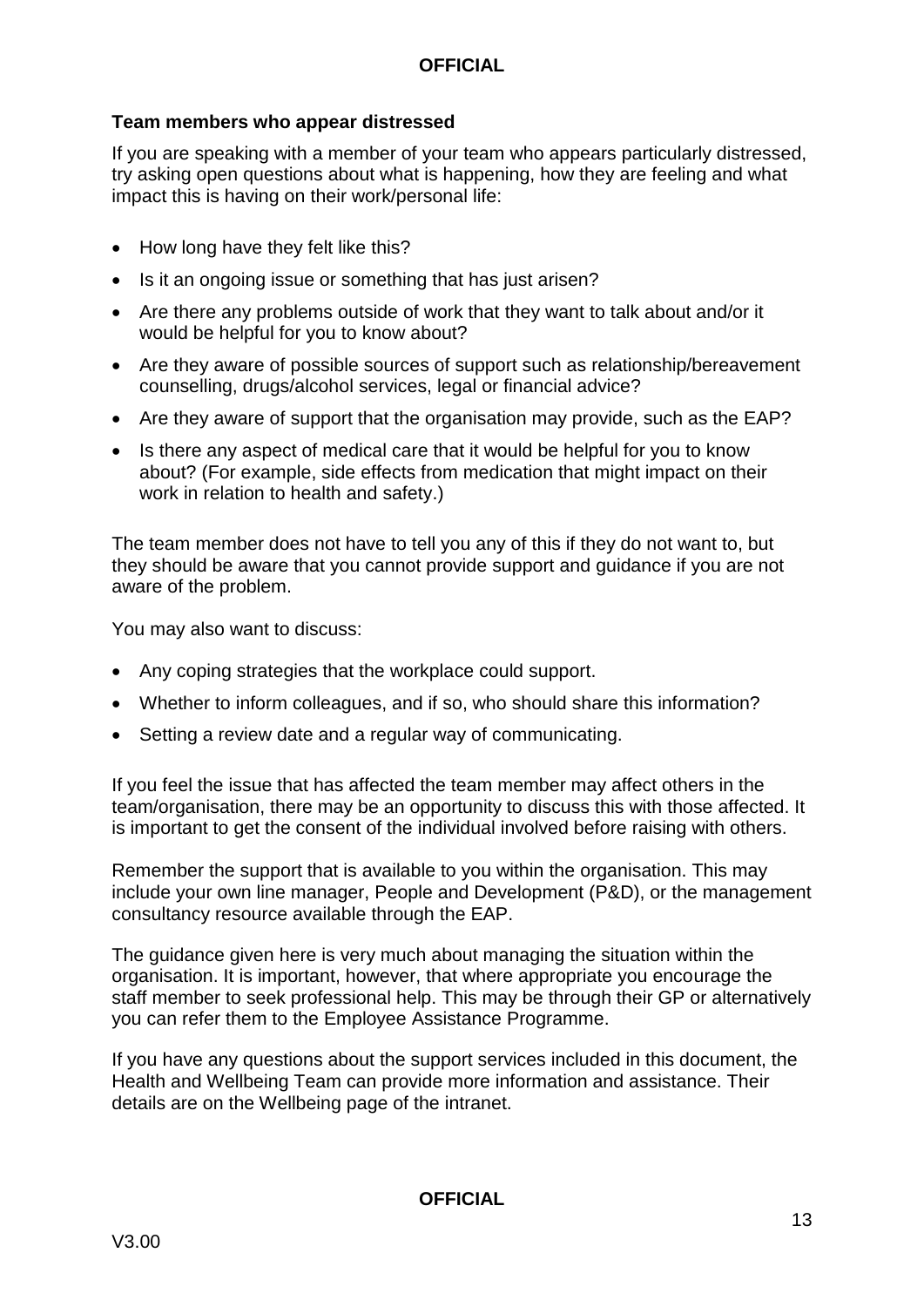### Team members who appear distressed

If you are speaking with a member of your team who appears particularly distressed, try asking open questions about what is happening, how they are feeling and what impact this is having on their work/personal life:

- How long have they felt like this?
- Is it an ongoing issue or something that has just arisen?
- Are there any problems outside of work that they want to talk about and/or it would be helpful for you to know about?
- Are they aware of possible sources of support such as relationship/bereavement counselling, drugs/alcohol services, legal or financial advice?
- Are they aware of support that the organisation may provide, such as the EAP?
- Is there any aspect of medical care that it would be helpful for you to know about? (For example, side effects from medication that might impact on their work in relation to health and safety.)

The team member does not have to tell you any of this if they do not want to, but they should be aware that you cannot provide support and guidance if you are not aware of the problem.

You may also want to discuss:

- Any coping strategies that the workplace could support.
- Whether to inform colleagues, and if so, who should share this information?
- Setting a review date and a regular way of communicating.

If you feel the issue that has affected the team member may affect others in the team/organisation, there may be an opportunity to discuss this with those affected. It is important to get the consent of the individual involved before raising with others.

Remember the support that is available to you within the organisation. This may include your own line manager, People and Development (P&D), or the management consultancy resource available through the EAP.

The guidance given here is very much about managing the situation within the organisation. It is important, however, that where appropriate you encourage the staff member to seek professional help. This may be through their GP or alternatively you can refer them to the Employee Assistance Programme.

If you have any questions about the support services included in this document, the Health and Wellbeing Team can provide more information and assistance. Their details are on the Wellbeing page of the intranet.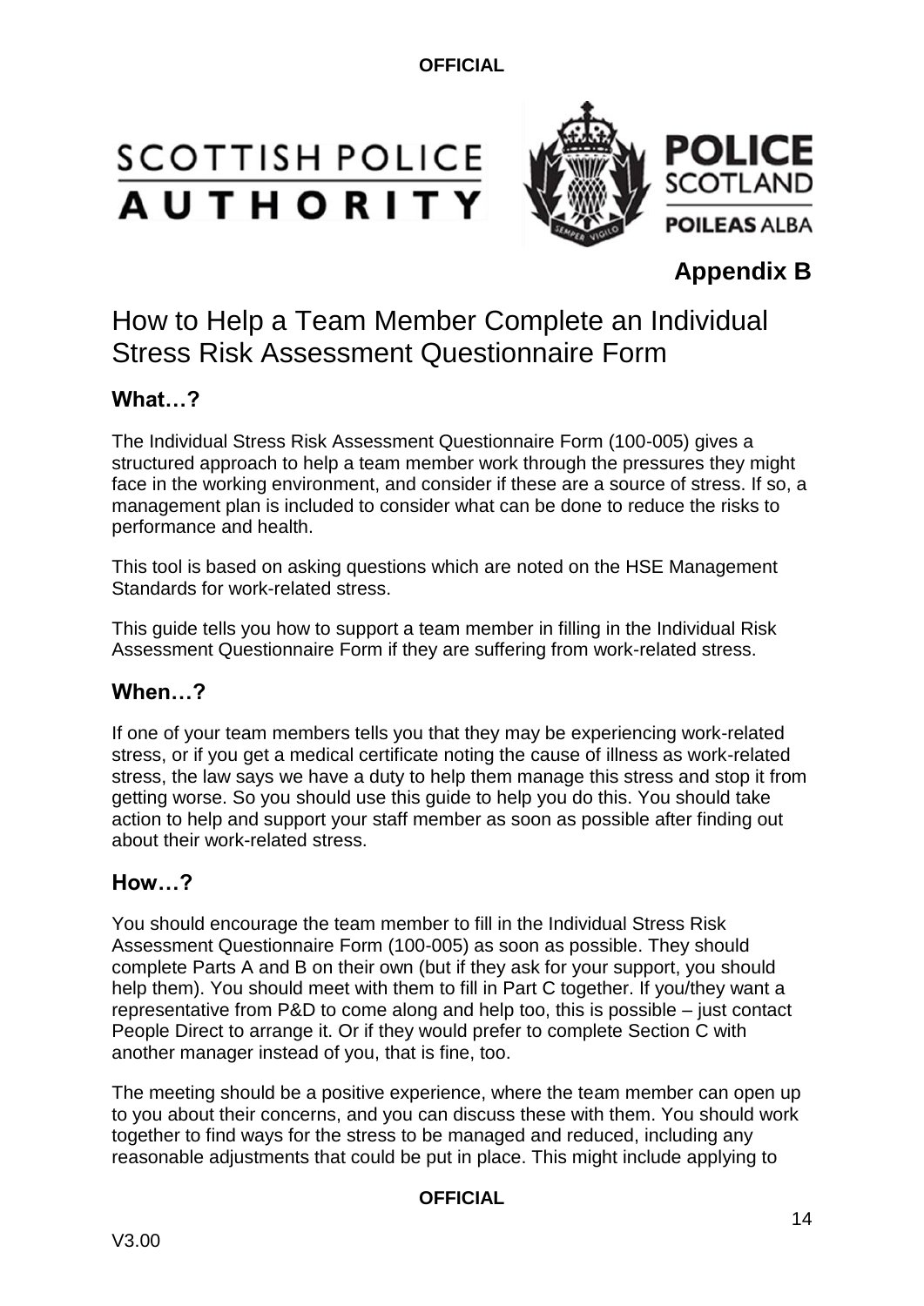## Appendix B

# How to Help a Team Member Complete an Individual Stress Risk Assessment Questionnaire Form

### What…?

The Individual Stress Risk Assessment Questionnaire Form (100-005) gives a structured approach to help a team member work through the pressures they might face in the working environment, and consider if these are a source of stress. If so, a management plan is included to consider what can be done to reduce the risks to performance and health.

This tool is based on asking questions which are noted on the HSE Management Standards for work-related stress.

This guide tells you how to support a team member in filling in the Individual Risk Assessment Questionnaire Form if they are suffering from work-related stress.

### When…?

If one of your team members tells you that they may be experiencing work-related stress, or if you get a medical certificate noting the cause of illness as work-related stress, the law says we have a duty to help them manage this stress and stop it from getting worse. So you should use this guide to help you do this. You should take action to help and support your staff member as soon as possible after finding out about their work-related stress.

### How…?

You should encourage the team member to fill in the Individual Stress Risk Assessment Questionnaire Form (100-005) as soon as possible. They should complete Parts A and B on their own (but if they ask for your support, you should help them). You should meet with them to fill in Part C together. If you/they want a representative from P&D to come along and help too, this is possible – just contact People Direct to arrange it. Or if they would prefer to complete Section C with another manager instead of you, that is fine, too.

The meeting should be a positive experience, where the team member can open up to you about their concerns, and you can discuss these with them. You should work together to find ways for the stress to be managed and reduced, including any reasonable adjustments that could be put in place. This might include applying to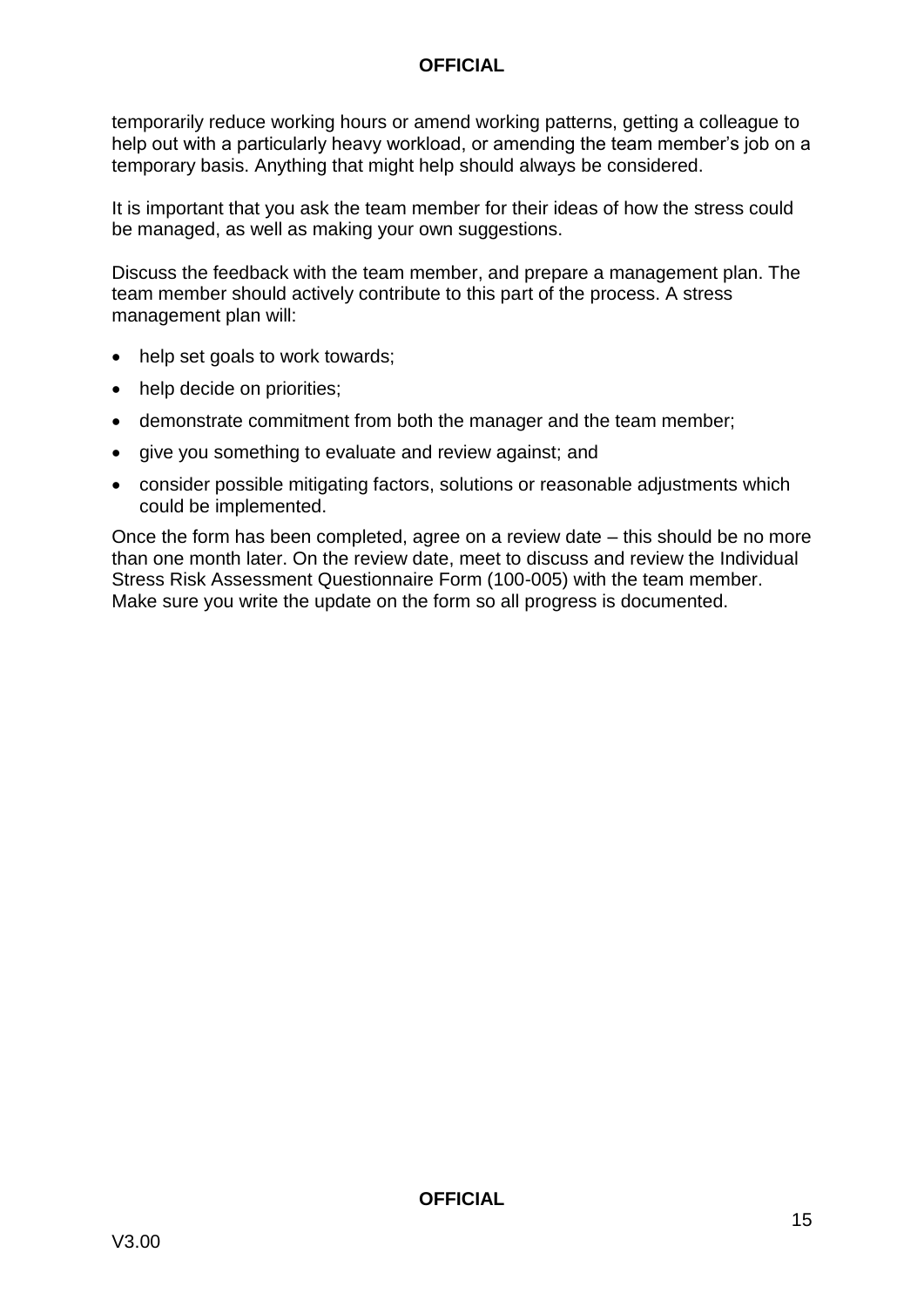temporarily reduce working hours or amend working patterns, getting a colleague to help out with a particularly heavy workload, or amending the team member's job on a temporary basis. Anything that might help should always be considered.

It is important that you ask the team member for their ideas of how the stress could be managed, as well as making your own suggestions.

Discuss the feedback with the team member, and prepare a management plan. The team member should actively contribute to this part of the process. A stress management plan will:

- help set goals to work towards;
- help decide on priorities;
- demonstrate commitment from both the manager and the team member;
- give you something to evaluate and review against; and
- consider possible mitigating factors, solutions or reasonable adjustments which could be implemented.

Once the form has been completed, agree on a review date – this should be no more than one month later. On the review date, meet to discuss and review the Individual Stress Risk Assessment Questionnaire Form (100-005) with the team member. Make sure you write the update on the form so all progress is documented.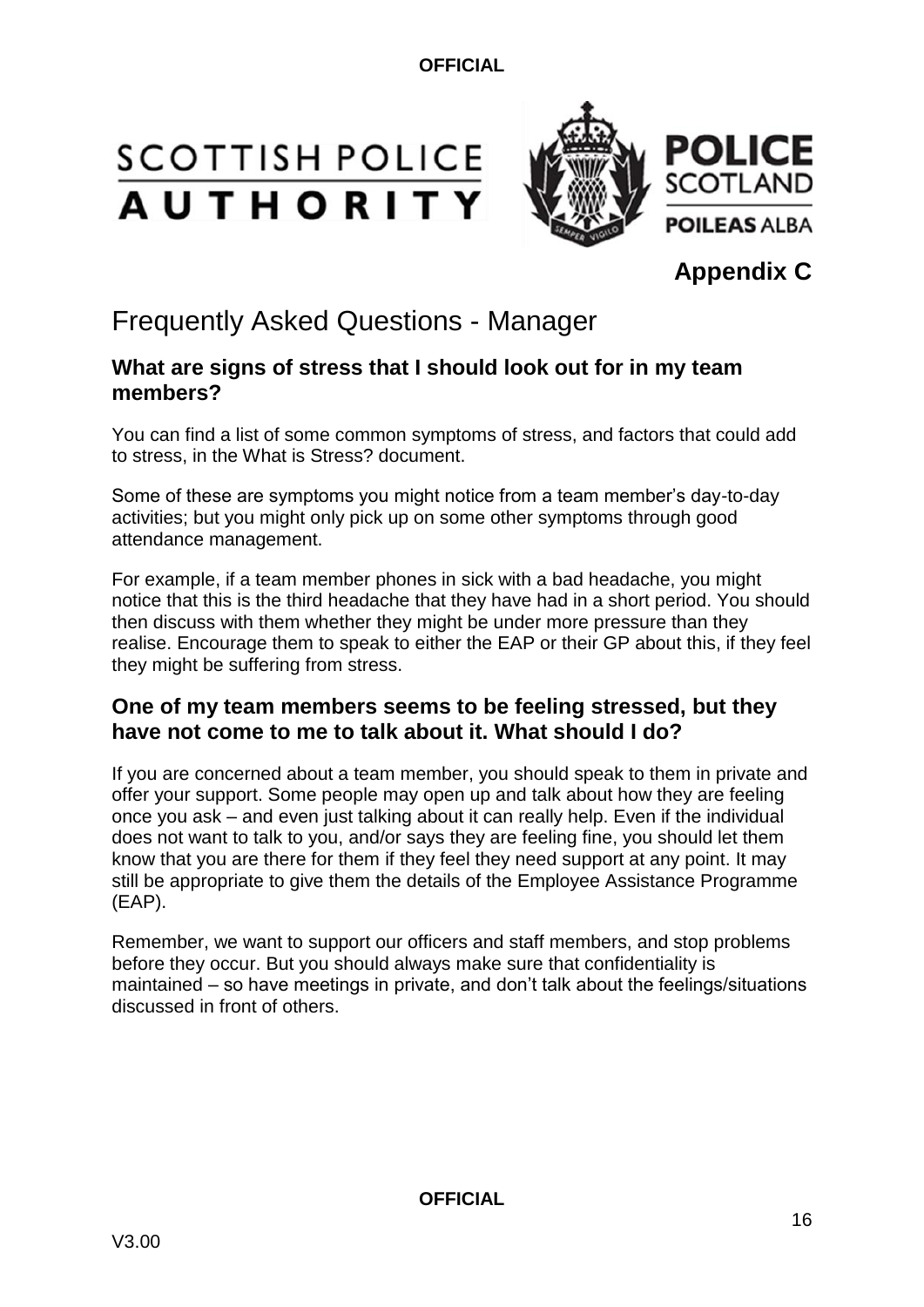**Appendix C**

# Frequently Asked Questions - Manager

### What are signs of stress that I should look out for in my team members?

You can find a list of some common symptoms of stress, and factors that could add to stress, in the What is Stress? document.

Some of these are symptoms you might notice from a team member's day-to-day activities; but you might only pick up on some other symptoms through good attendance management.

For example, if a team member phones in sick with a bad headache, you might notice that this is the third headache that they have had in a short period. You should then discuss with them whether they might be under more pressure than they realise. Encourage them to speak to either the EAP or their GP about this, if they feel they might be suffering from stress.

### One of my team members seems to be feeling stressed, but they have not come to me to talk about it. What should I do?

If you are concerned about a team member, you should speak to them in private and offer your support. Some people may open up and talk about how they are feeling once you ask – and even just talking about it can really help. Even if the individual does not want to talk to you, and/or says they are feeling fine, you should let them know that you are there for them if they feel they need support at any point. It may still be appropriate to give them the details of the Employee Assistance Programme (EAP).

Remember, we want to support our officers and staff members, and stop problems before they occur. But you should always make sure that confidentiality is maintained – so have meetings in private, and don't talk about the feelings/situations discussed in front of others.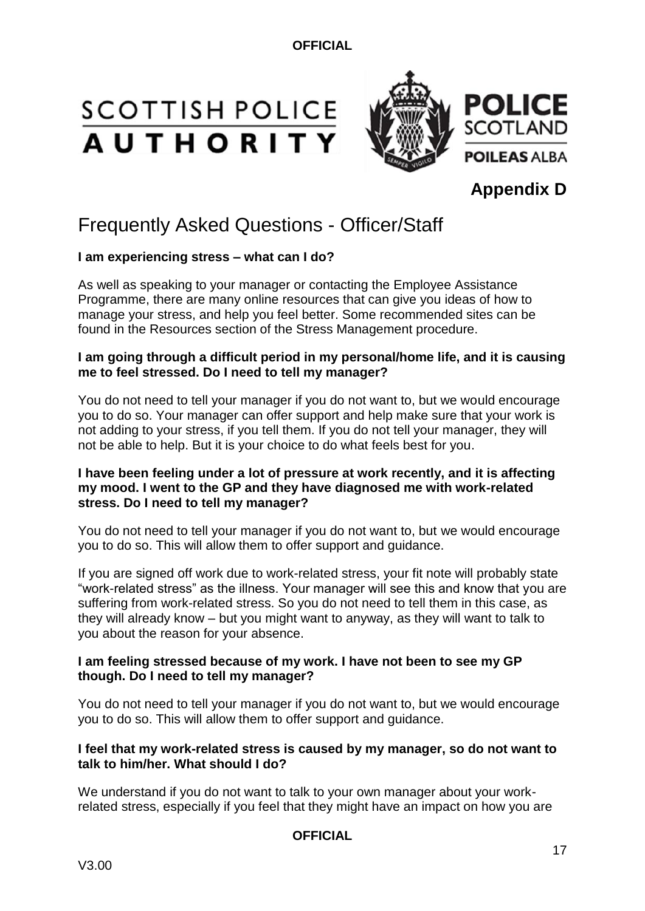# Appendix D

## Frequently Asked Questions - Officer/Staff

**I am experiencing stress – what can I do?**

As well as speaking to your manager or contacting the Employee Assistance Programme, there are many online resources that can give you ideas of how to manage your stress, and help you feel better. Some recommended sites can be found in the Resources section of the Stress Management procedure.

**I am going through a difficult period in my personal/home life, and it is causing me to feel stressed. Do I need to tell my manager?**

You do not need to tell your manager if you do not want to, but we would encourage you to do so. Your manager can offer support and help make sure that your work is not adding to your stress, if you tell them. If you do not tell your manager, they will not be able to help. But it is your choice to do what feels best for you.

**I have been feeling under a lot of pressure at work recently, and it is affecting my mood. I went to the GP and they have diagnosed me with work-related stress. Do I need to tell my manager?**

You do not need to tell your manager if you do not want to, but we would encourage you to do so. This will allow them to offer support and guidance.

If you are signed off work due to work-related stress, your fit note will probably state "work-related stress" as the illness. Your manager will see this and know that you are suffering from work-related stress. So you do not need to tell them in this case, as they will already know – but you might want to anyway, as they will want to talk to you about the reason for your absence.

**I am feeling stressed because of my work. I have not been to see my GP though. Do I need to tell my manager?**

You do not need to tell your manager if you do not want to, but we would encourage you to do so. This will allow them to offer support and guidance.

**I feel that my work-related stress is caused by my manager, so do not want to talk to him/her. What should I do?**

We understand if you do not want to talk to your own manager about your work-related stress, especially if you feel that they might have an impact on how you are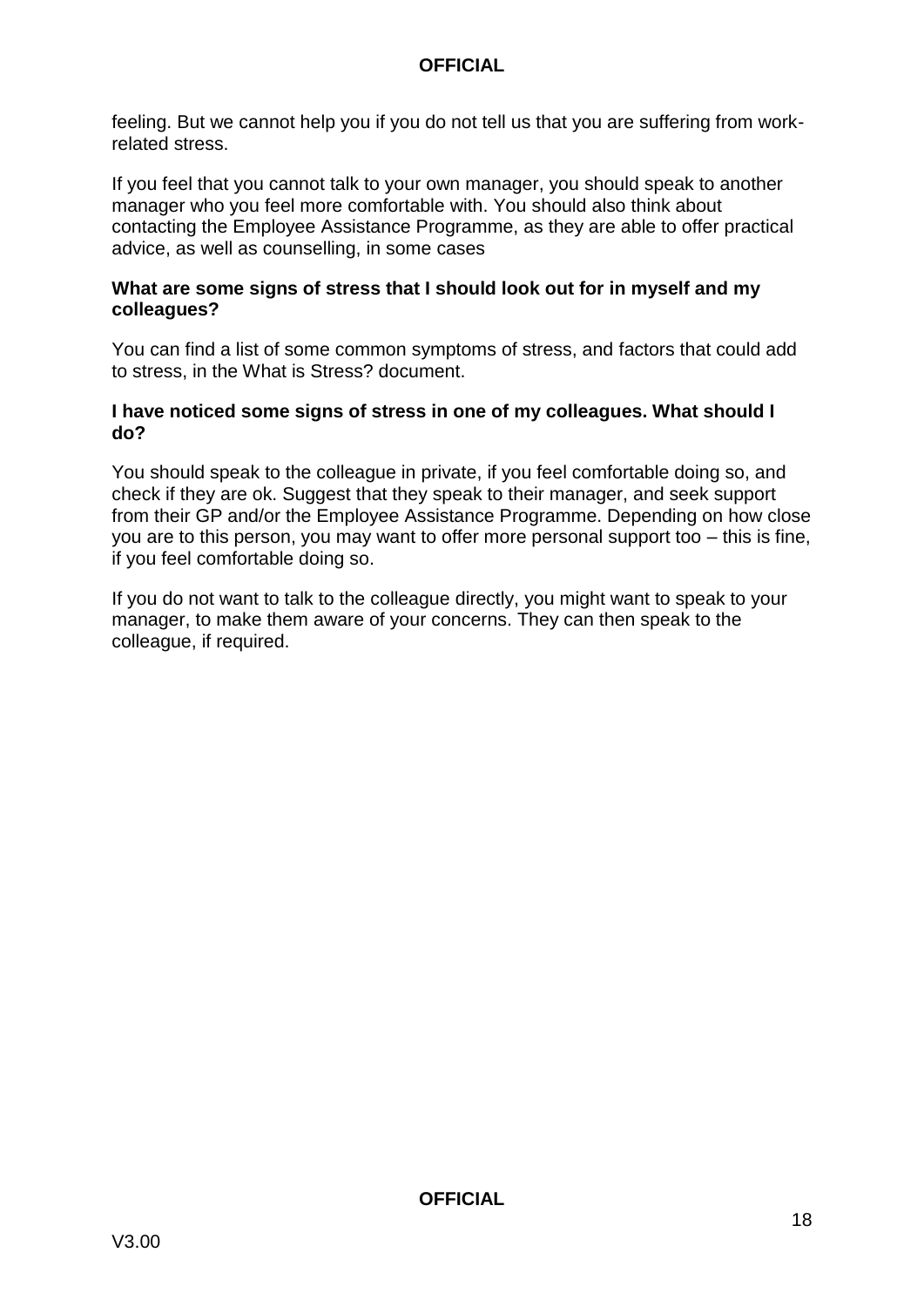feeling. But we cannot help you if you do not tell us that you are suffering from work-related stress.

If you feel that you cannot talk to your own manager, you should speak to another manager who you feel more comfortable with. You should also think about contacting the Employee Assistance Programme, as they are able to offer practical advice, as well as counselling, in some cases

**What are some signs of stress that I should look out for in myself and my colleagues?**

You can find a list of some common symptoms of stress, and factors that could add to stress, in the What is Stress? document.

**I have noticed some signs of stress in one of my colleagues. What should I do?**

You should speak to the colleague in private, if you feel comfortable doing so, and check if they are ok. Suggest that they speak to their manager, and seek support from their GP and/or the Employee Assistance Programme. Depending on how close you are to this person, you may want to offer more personal support too – this is fine, if you feel comfortable doing so.

If you do not want to talk to the colleague directly, you might want to speak to your manager, to make them aware of your concerns. They can then speak to the colleague, if required.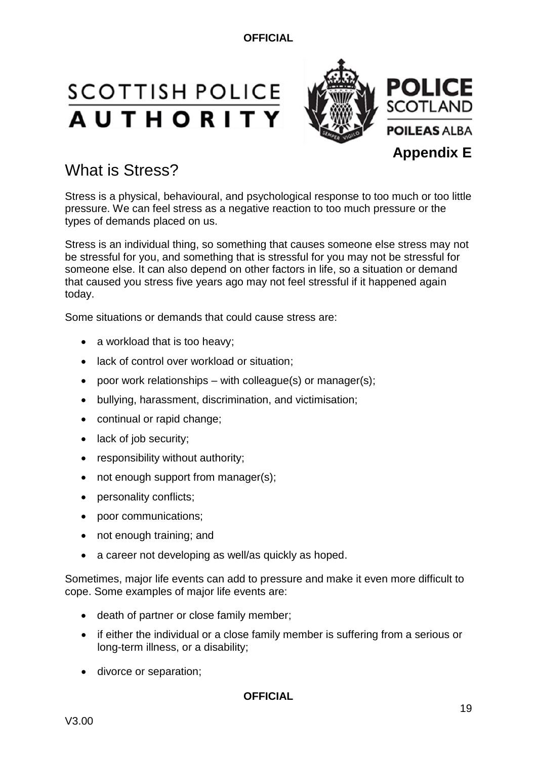**Appendix E**

# What is Stress?

Stress is a physical, behavioural, and psychological response to too much or too little pressure. We can feel stress as a negative reaction to too much pressure or the types of demands placed on us.

Stress is an individual thing, so something that causes someone else stress may not be stressful for you, and something that is stressful for you may not be stressful for someone else. It can also depend on other factors in life, so a situation or demand that caused you stress five years ago may not feel stressful if it happened again today.

Some situations or demands that could cause stress are:

- a workload that is too heavy;
- lack of control over workload or situation;
- poor work relationships – with colleague(s) or manager(s);
- bullying, harassment, discrimination, and victimisation;
- continual or rapid change;
- lack of job security;
- responsibility without authority;
- not enough support from manager(s);
- personality conflicts;
- poor communications;
- not enough training; and
- a career not developing as well/as quickly as hoped.

Sometimes, major life events can add to pressure and make it even more difficult to cope. Some examples of major life events are:

- death of partner or close family member;
- if either the individual or a close family member is suffering from a serious or long-term illness, or a disability;
- divorce or separation;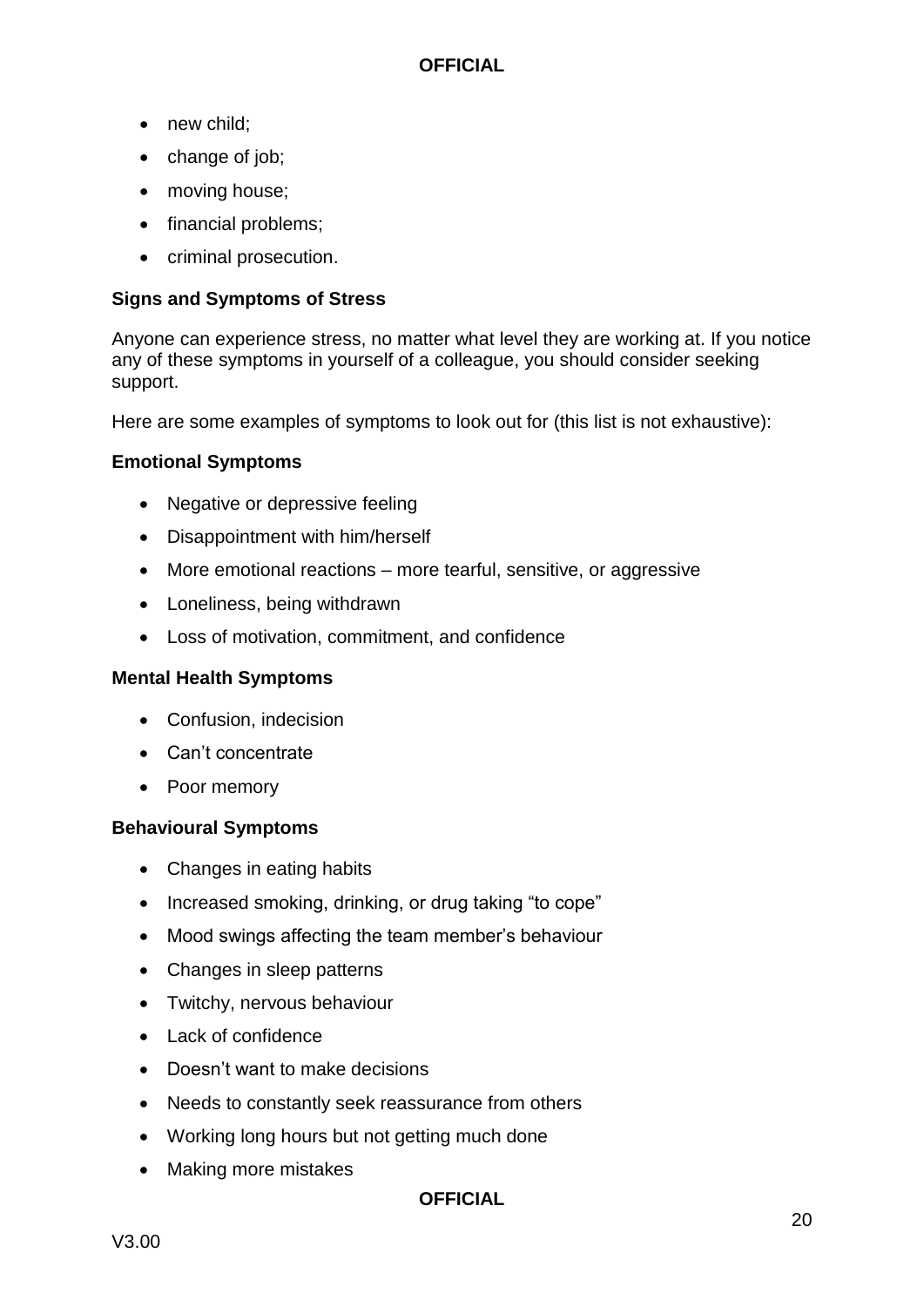- new child;
- change of job;
- moving house;
- financial problems;
- criminal prosecution.

**Signs and Symptoms of Stress**

Anyone can experience stress, no matter what level they are working at. If you notice any of these symptoms in yourself of a colleague, you should consider seeking support.

Here are some examples of symptoms to look out for (this list is not exhaustive):

**Emotional Symptoms**

- Negative or depressive feeling
- Disappointment with him/herself
- More emotional reactions – more tearful, sensitive, or aggressive
- Loneliness, being withdrawn
- Loss of motivation, commitment, and confidence

**Mental Health Symptoms**

- Confusion, indecision
- Can't concentrate
- Poor memory

**Behavioural Symptoms**

- Changes in eating habits
- Increased smoking, drinking, or drug taking "to cope"
- Mood swings affecting the team member's behaviour
- Changes in sleep patterns
- Twitchy, nervous behaviour
- Lack of confidence
- Doesn't want to make decisions
- Needs to constantly seek reassurance from others
- Working long hours but not getting much done
- Making more mistakes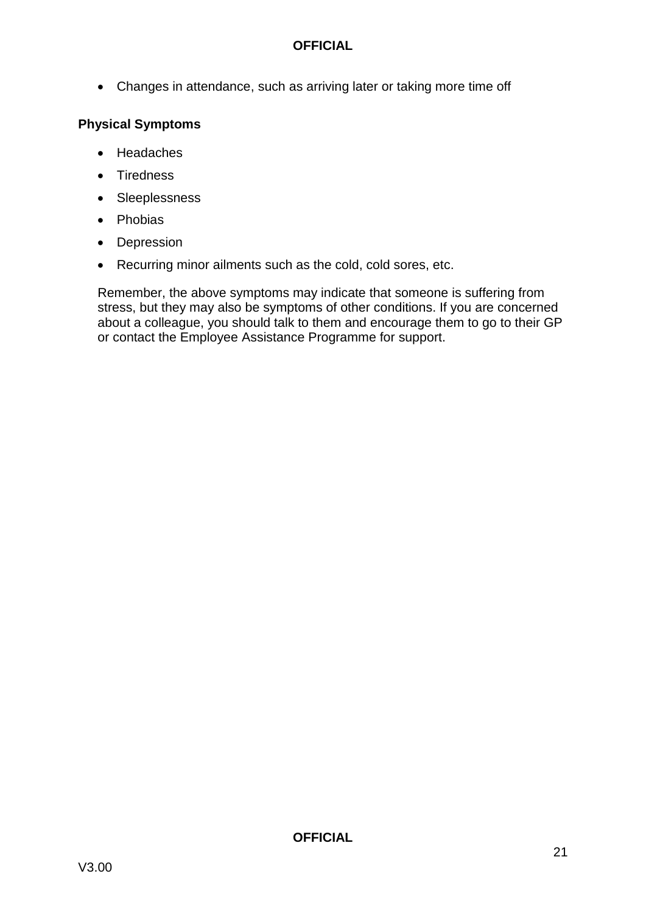- Changes in attendance, such as arriving later or taking more time off

**Physical Symptoms**

- Headaches
- Tiredness
- Sleeplessness
- Phobias
- Depression
- Recurring minor ailments such as the cold, cold sores, etc.

Remember, the above symptoms may indicate that someone is suffering from stress, but they may also be symptoms of other conditions. If you are concerned about a colleague, you should talk to them and encourage them to go to their GP or contact the Employee Assistance Programme for support.